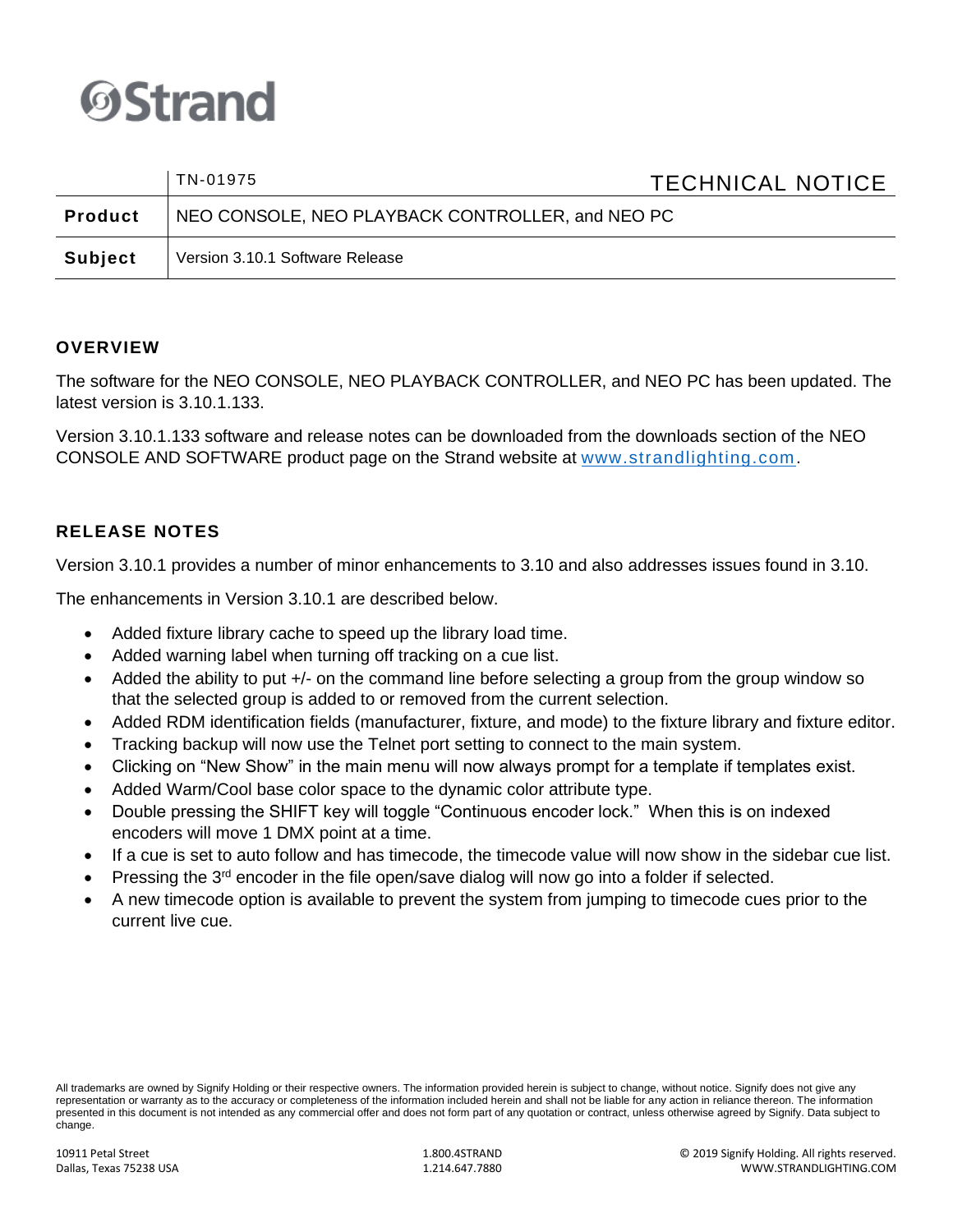Strand

| | TN-01975 TECHNICAL NOTICE |
|---|---|
| **Product** | NEO CONSOLE, NEO PLAYBACK CONTROLLER, and NEO PC |
| **Subject** | Version 3.10.1 Software Release |

## OVERVIEW

The software for the NEO CONSOLE, NEO PLAYBACK CONTROLLER, and NEO PC has been updated. The latest version is 3.10.1.133.

Version 3.10.1.133 software and release notes can be downloaded from the downloads section of the NEO CONSOLE AND SOFTWARE product page on the Strand website at www.strandlighting.com.

## RELEASE NOTES

Version 3.10.1 provides a number of minor enhancements to 3.10 and also addresses issues found in 3.10.

The enhancements in Version 3.10.1 are described below.

- Added fixture library cache to speed up the library load time.
- Added warning label when turning off tracking on a cue list.
- Added the ability to put +/- on the command line before selecting a group from the group window so that the selected group is added to or removed from the current selection.
- Added RDM identification fields (manufacturer, fixture, and mode) to the fixture library and fixture editor.
- Tracking backup will now use the Telnet port setting to connect to the main system.
- Clicking on "New Show" in the main menu will now always prompt for a template if templates exist.
- Added Warm/Cool base color space to the dynamic color attribute type.
- Double pressing the SHIFT key will toggle "Continuous encoder lock." When this is on indexed encoders will move 1 DMX point at a time.
- If a cue is set to auto follow and has timecode, the timecode value will now show in the sidebar cue list.
- Pressing the 3rd encoder in the file open/save dialog will now go into a folder if selected.
- A new timecode option is available to prevent the system from jumping to timecode cues prior to the current live cue.

All trademarks are owned by Signify Holding or their respective owners. The information provided herein is subject to change, without notice. Signify does not give any representation or warranty as to the accuracy or completeness of the information included herein and shall not be liable for any action in reliance thereon. The information presented in this document is not intended as any commercial offer and does not form part of any quotation or contract, unless otherwise agreed by Signify. Data subject to change.

10911 Petal Street
Dallas, Texas 75238 USA

1.800.4STRAND
1.214.647.7880

© 2019 Signify Holding. All rights reserved.
WWW.STRANDLIGHTING.COM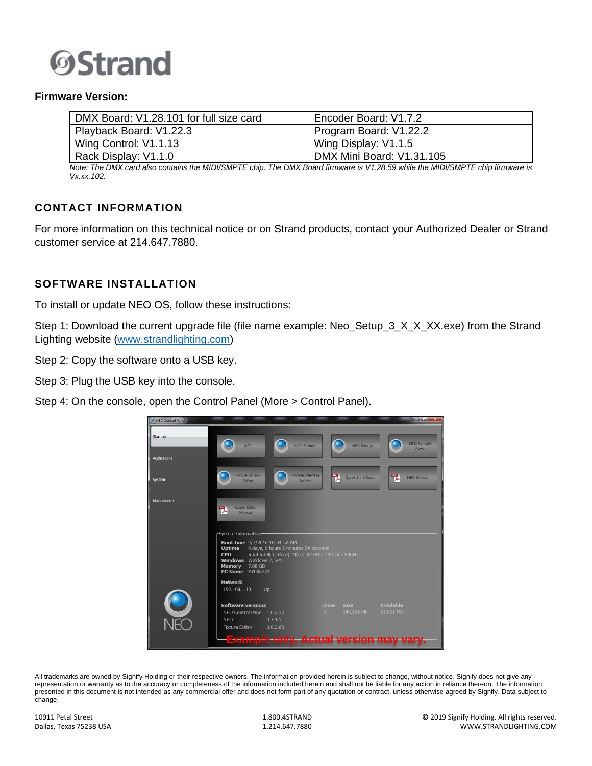**Firmware Version:**

| DMX Board: V1.28.101 for full size card | Encoder Board: V1.7.2 |
|---|---|
| Playback Board: V1.22.3 | Program Board: V1.22.2 |
| Wing Control: V1.1.13 | Wing Display: V1.1.5 |
| Rack Display: V1.1.0 | DMX Mini Board: V1.31.105 |

*Note: The DMX card also contains the MIDI/SMPTE chip. The DMX Board firmware is V1.28.59 while the MIDI/SMPTE chip firmware is Vx.xx.102.*

## CONTACT INFORMATION

For more information on this technical notice or on Strand products, contact your Authorized Dealer or Strand customer service at 214.647.7880.

## SOFTWARE INSTALLATION

To install or update NEO OS, follow these instructions:

Step 1: Download the current upgrade file (file name example: Neo_Setup_3_X_X_XX.exe) from the Strand Lighting website (www.strandlighting.com)

Step 2: Copy the software onto a USB key.

Step 3: Plug the USB key into the console.

Step 4: On the console, open the Control Panel (More > Control Panel).

All trademarks are owned by Signify Holding or their respective owners. The information provided herein is subject to change, without notice. Signify does not give any representation or warranty as to the accuracy or completeness of the information included herein and shall not be liable for any action in reliance thereon. The information presented in this document is not intended as any commercial offer and does not form part of any quotation or contract, unless otherwise agreed by Signify. Data subject to change.

10911 Petal Street
Dallas, Texas 75238 USA

1.800.4STRAND
1.214.647.7880

© 2019 Signify Holding. All rights reserved.
WWW.STRANDLIGHTING.COM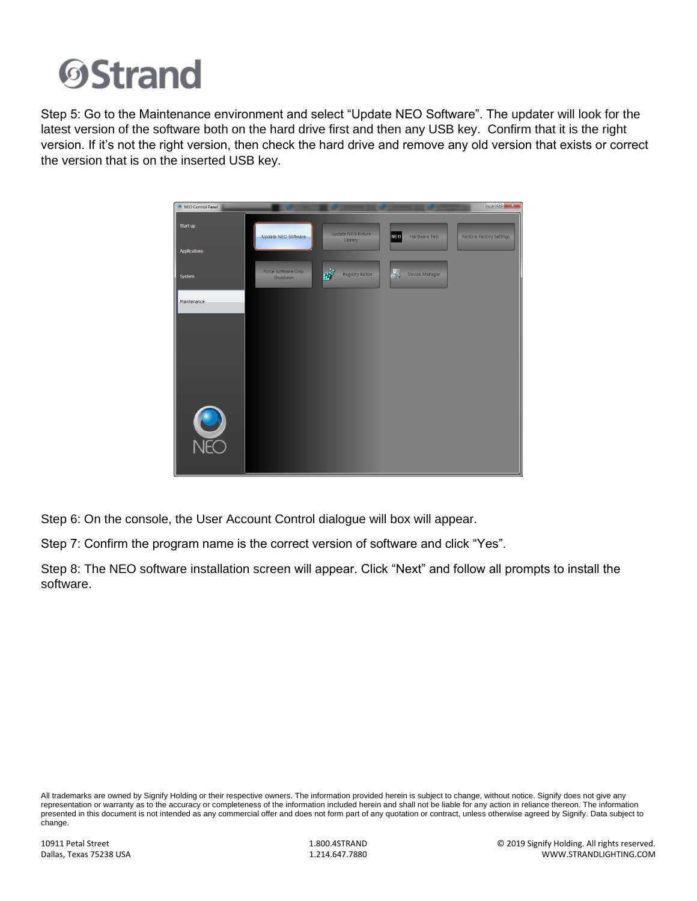Step 5: Go to the Maintenance environment and select “Update NEO Software”. The updater will look for the latest version of the software both on the hard drive first and then any USB key.  Confirm that it is the right version. If it’s not the right version, then check the hard drive and remove any old version that exists or correct the version that is on the inserted USB key.

Step 6: On the console, the User Account Control dialogue will box will appear.

Step 7: Confirm the program name is the correct version of software and click “Yes”.

Step 8: The NEO software installation screen will appear. Click “Next” and follow all prompts to install the software.

All trademarks are owned by Signify Holding or their respective owners. The information provided herein is subject to change, without notice. Signify does not give any representation or warranty as to the accuracy or completeness of the information included herein and shall not be liable for any action in reliance thereon. The information presented in this document is not intended as any commercial offer and does not form part of any quotation or contract, unless otherwise agreed by Signify. Data subject to change.

10911 Petal Street
Dallas, Texas 75238 USA

1.800.4STRAND
1.214.647.7880

© 2019 Signify Holding. All rights reserved.
WWW.STRANDLIGHTING.COM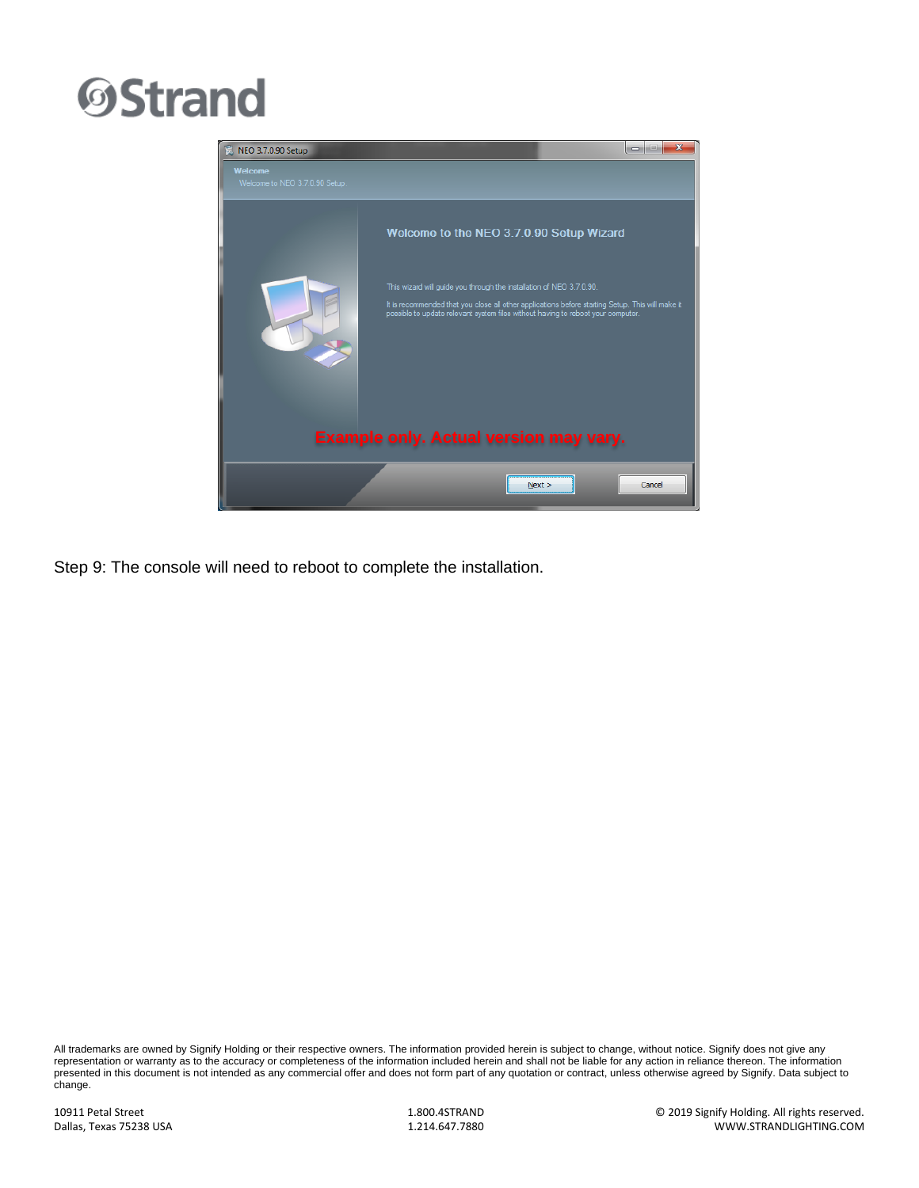Step 9: The console will need to reboot to complete the installation.

All trademarks are owned by Signify Holding or their respective owners. The information provided herein is subject to change, without notice. Signify does not give any representation or warranty as to the accuracy or completeness of the information included herein and shall not be liable for any action in reliance thereon. The information presented in this document is not intended as any commercial offer and does not form part of any quotation or contract, unless otherwise agreed by Signify. Data subject to change.

10911 Petal Street
Dallas, Texas 75238 USA

1.800.4STRAND
1.214.647.7880

© 2019 Signify Holding. All rights reserved.
WWW.STRANDLIGHTING.COM